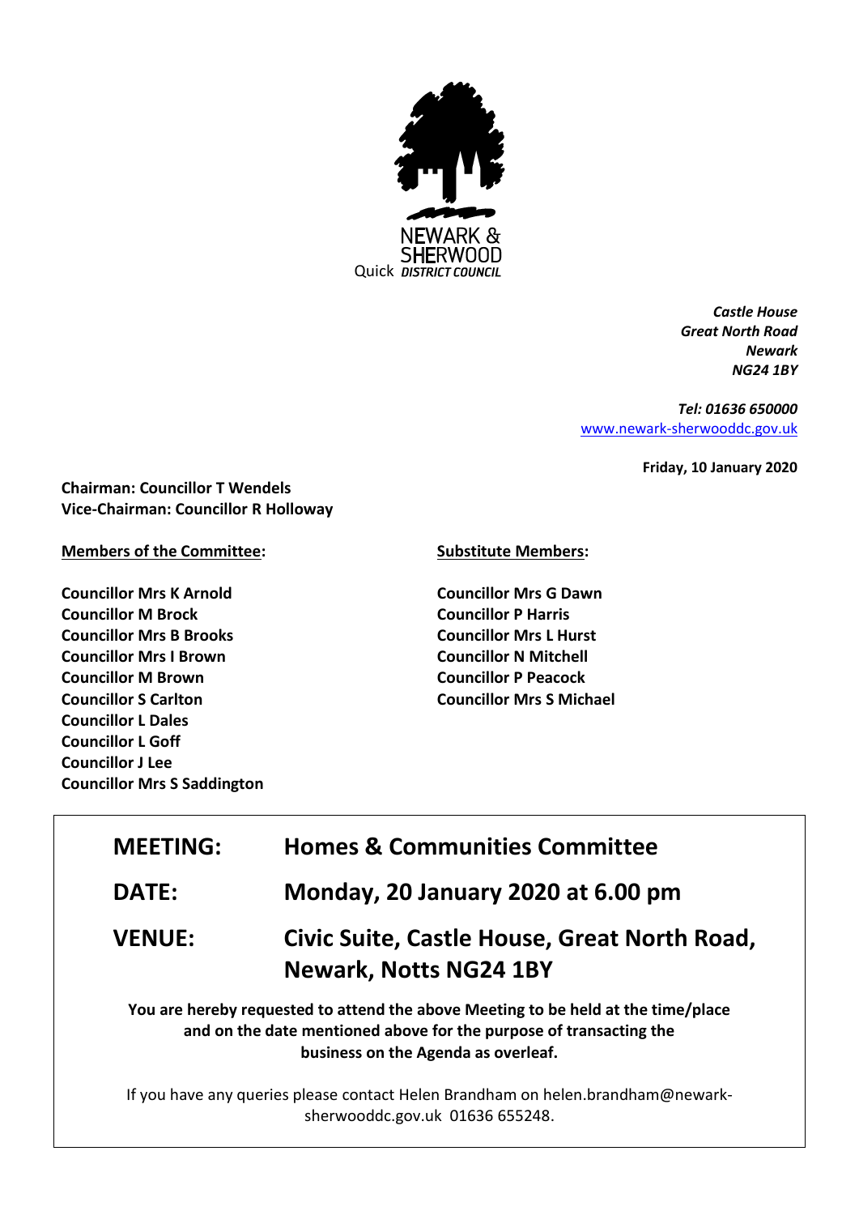NEWARK & SHERWOOD
Quick *DISTRICT COUNCIL*

***Castle House***
***Great North Road***
***Newark***
***NG24 1BY***

***Tel: 01636 650000***
[www.newark-sherwooddc.gov.uk](http://www.newark-sherwooddc.gov.uk)

**Friday, 10 January 2020**

**Chairman: Councillor T Wendels**
**Vice-Chairman: Councillor R Holloway**

**Members of the Committee:**

**Councillor Mrs K Arnold**
**Councillor M Brock**
**Councillor Mrs B Brooks**
**Councillor Mrs I Brown**
**Councillor M Brown**
**Councillor S Carlton**
**Councillor L Dales**
**Councillor L Goff**
**Councillor J Lee**
**Councillor Mrs S Saddington**

**Substitute Members:**

**Councillor Mrs G Dawn**
**Councillor P Harris**
**Councillor Mrs L Hurst**
**Councillor N Mitchell**
**Councillor P Peacock**
**Councillor Mrs S Michael**

| | |
|---|---|
| **MEETING:** | **Homes & Communities Committee** |
| **DATE:** | **Monday, 20 January 2020 at 6.00 pm** |
| **VENUE:** | **Civic Suite, Castle House, Great North Road, Newark, Notts NG24 1BY** |

**You are hereby requested to attend the above Meeting to be held at the time/place and on the date mentioned above for the purpose of transacting the business on the Agenda as overleaf.**

If you have any queries please contact Helen Brandham on helen.brandham@newark-sherwooddc.gov.uk 01636 655248.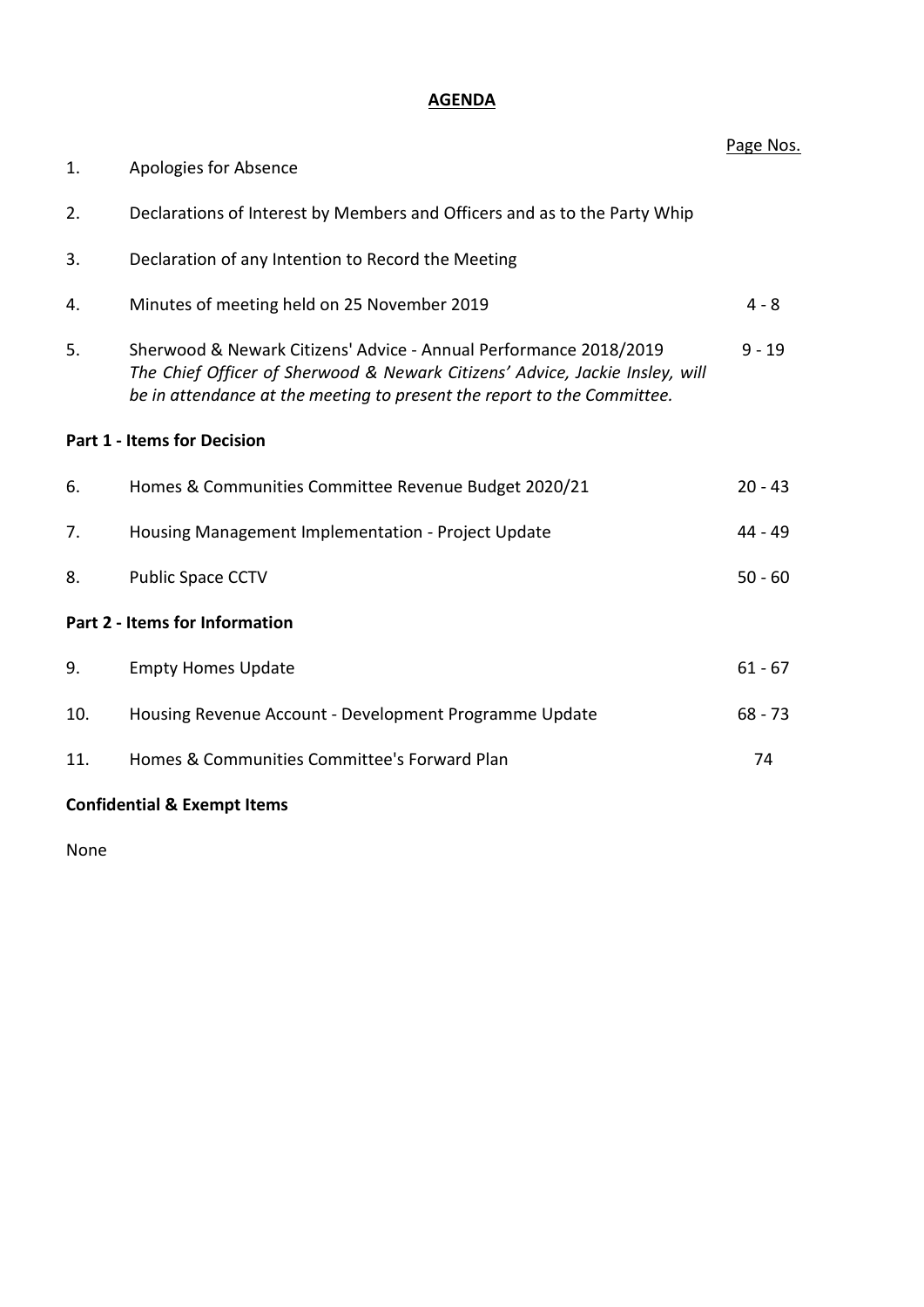# AGENDA

| | | Page Nos. |
|---|---|---|
| 1. | Apologies for Absence | |
| 2. | Declarations of Interest by Members and Officers and as to the Party Whip | |
| 3. | Declaration of any Intention to Record the Meeting | |
| 4. | Minutes of meeting held on 25 November 2019 | 4 - 8 |
| 5. | Sherwood & Newark Citizens' Advice - Annual Performance 2018/2019 *The Chief Officer of Sherwood & Newark Citizens' Advice, Jackie Insley, will be in attendance at the meeting to present the report to the Committee.* | 9 - 19 |

**Part 1 - Items for Decision**

| | | |
|---|---|---|
| 6. | Homes & Communities Committee Revenue Budget 2020/21 | 20 - 43 |
| 7. | Housing Management Implementation - Project Update | 44 - 49 |
| 8. | Public Space CCTV | 50 - 60 |

**Part 2 - Items for Information**

| | | |
|---|---|---|
| 9. | Empty Homes Update | 61 - 67 |
| 10. | Housing Revenue Account - Development Programme Update | 68 - 73 |
| 11. | Homes & Communities Committee's Forward Plan | 74 |

**Confidential & Exempt Items**

None